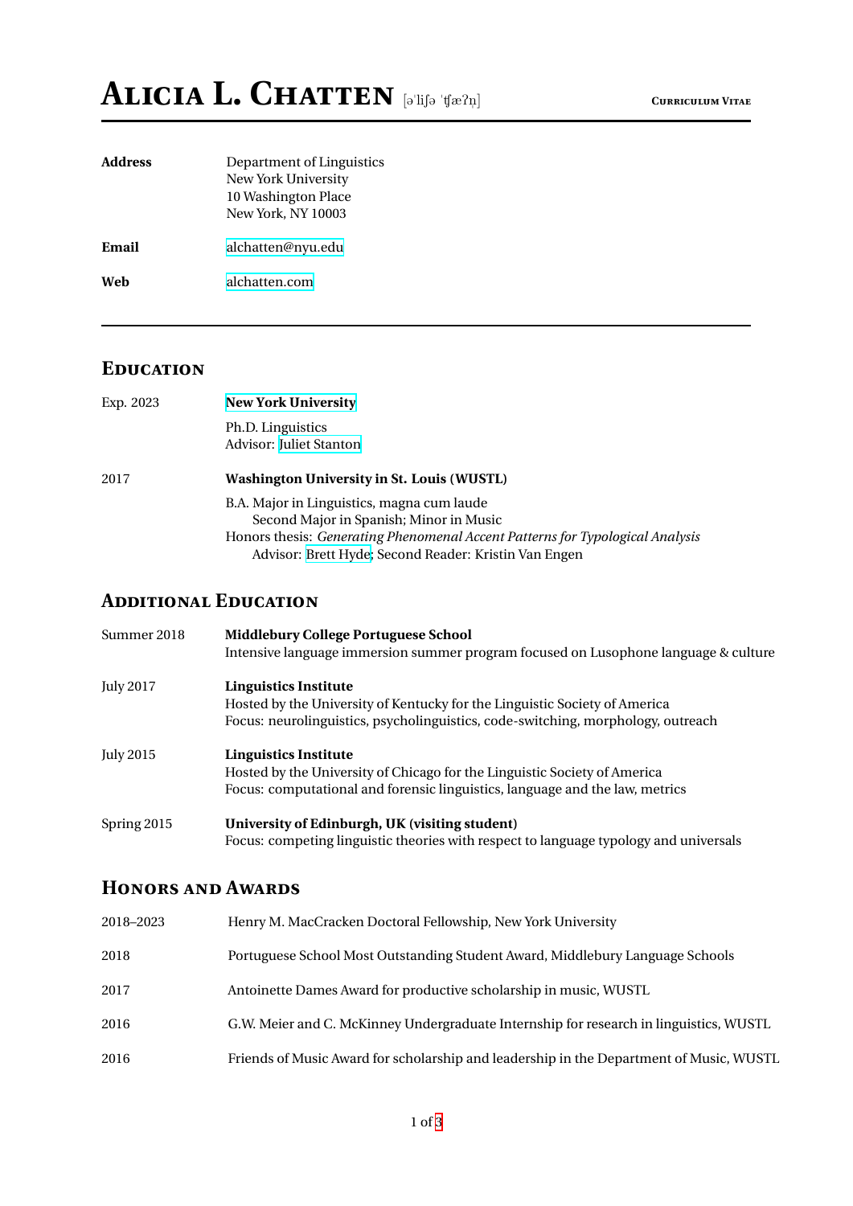# Alicia L. Chatten [əˈliʃə ˈʧæʔn̩]

**Curriculum Vitae**

**Address** Department of Linguistics
New York University
10 Washington Place
New York, NY 10003

**Email** alchatten@nyu.edu

**Web** alchatten.com

---

## Education

**Exp. 2023** — **New York University**
Ph.D. Linguistics
Advisor: Juliet Stanton

**2017** — **Washington University in St. Louis (WUSTL)**
B.A. Major in Linguistics, magna cum laude
Second Major in Spanish; Minor in Music
Honors thesis: *Generating Phenomenal Accent Patterns for Typological Analysis*
Advisor: Brett Hyde; Second Reader: Kristin Van Engen

## Additional Education

**Summer 2018** — **Middlebury College Portuguese School**
Intensive language immersion summer program focused on Lusophone language & culture

**July 2017** — **Linguistics Institute**
Hosted by the University of Kentucky for the Linguistic Society of America
Focus: neurolinguistics, psycholinguistics, code-switching, morphology, outreach

**July 2015** — **Linguistics Institute**
Hosted by the University of Chicago for the Linguistic Society of America
Focus: computational and forensic linguistics, language and the law, metrics

**Spring 2015** — **University of Edinburgh, UK (visiting student)**
Focus: competing linguistic theories with respect to language typology and universals

## Honors and Awards

| | |
|---|---|
| 2018–2023 | Henry M. MacCracken Doctoral Fellowship, New York University |
| 2018 | Portuguese School Most Outstanding Student Award, Middlebury Language Schools |
| 2017 | Antoinette Dames Award for productive scholarship in music, WUSTL |
| 2016 | G.W. Meier and C. McKinney Undergraduate Internship for research in linguistics, WUSTL |
| 2016 | Friends of Music Award for scholarship and leadership in the Department of Music, WUSTL |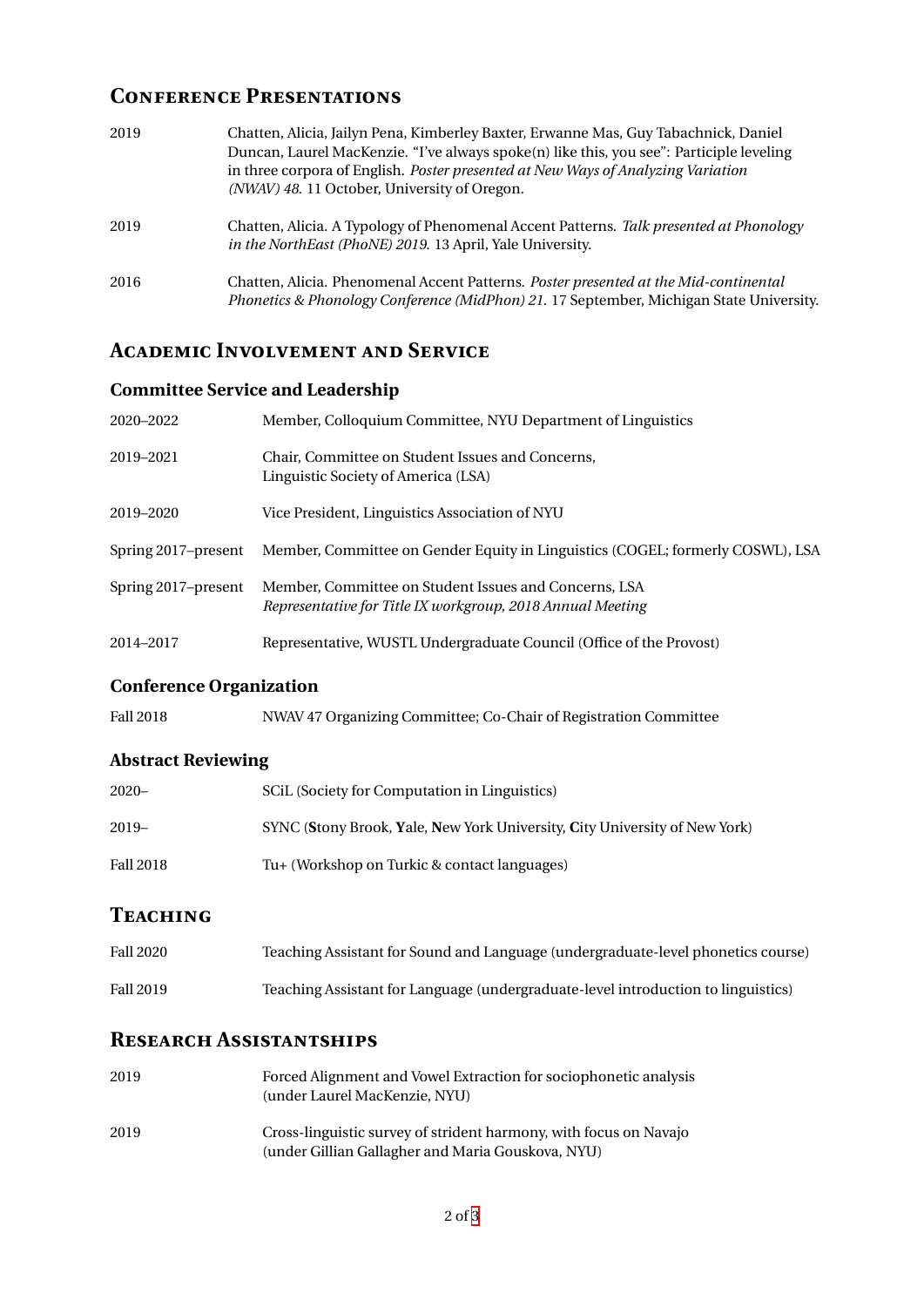## Conference Presentations

| | |
|---|---|
| 2019 | Chatten, Alicia, Jailyn Pena, Kimberley Baxter, Erwanne Mas, Guy Tabachnick, Daniel Duncan, Laurel MacKenzie. "I've always spoke(n) like this, you see": Participle leveling in three corpora of English. *Poster presented at New Ways of Analyzing Variation (NWAV) 48.* 11 October, University of Oregon. |
| 2019 | Chatten, Alicia. A Typology of Phenomenal Accent Patterns. *Talk presented at Phonology in the NorthEast (PhoNE) 2019.* 13 April, Yale University. |
| 2016 | Chatten, Alicia. Phenomenal Accent Patterns. *Poster presented at the Mid-continental Phonetics & Phonology Conference (MidPhon) 21.* 17 September, Michigan State University. |

## Academic Involvement and Service

### Committee Service and Leadership

| | |
|---|---|
| 2020–2022 | Member, Colloquium Committee, NYU Department of Linguistics |
| 2019–2021 | Chair, Committee on Student Issues and Concerns, Linguistic Society of America (LSA) |
| 2019–2020 | Vice President, Linguistics Association of NYU |
| Spring 2017–present | Member, Committee on Gender Equity in Linguistics (COGEL; formerly COSWL), LSA |
| Spring 2017–present | Member, Committee on Student Issues and Concerns, LSA<br>*Representative for Title IX workgroup, 2018 Annual Meeting* |
| 2014–2017 | Representative, WUSTL Undergraduate Council (Office of the Provost) |

### Conference Organization

| | |
|---|---|
| Fall 2018 | NWAV 47 Organizing Committee; Co-Chair of Registration Committee |

### Abstract Reviewing

| | |
|---|---|
| 2020– | SCiL (Society for Computation in Linguistics) |
| 2019– | SYNC (**S**tony Brook, **Y**ale, **N**ew York University, **C**ity University of New York) |
| Fall 2018 | Tu+ (Workshop on Turkic & contact languages) |

## Teaching

| | |
|---|---|
| Fall 2020 | Teaching Assistant for Sound and Language (undergraduate-level phonetics course) |
| Fall 2019 | Teaching Assistant for Language (undergraduate-level introduction to linguistics) |

## Research Assistantships

| | |
|---|---|
| 2019 | Forced Alignment and Vowel Extraction for sociophonetic analysis (under Laurel MacKenzie, NYU) |
| 2019 | Cross-linguistic survey of strident harmony, with focus on Navajo (under Gillian Gallagher and Maria Gouskova, NYU) |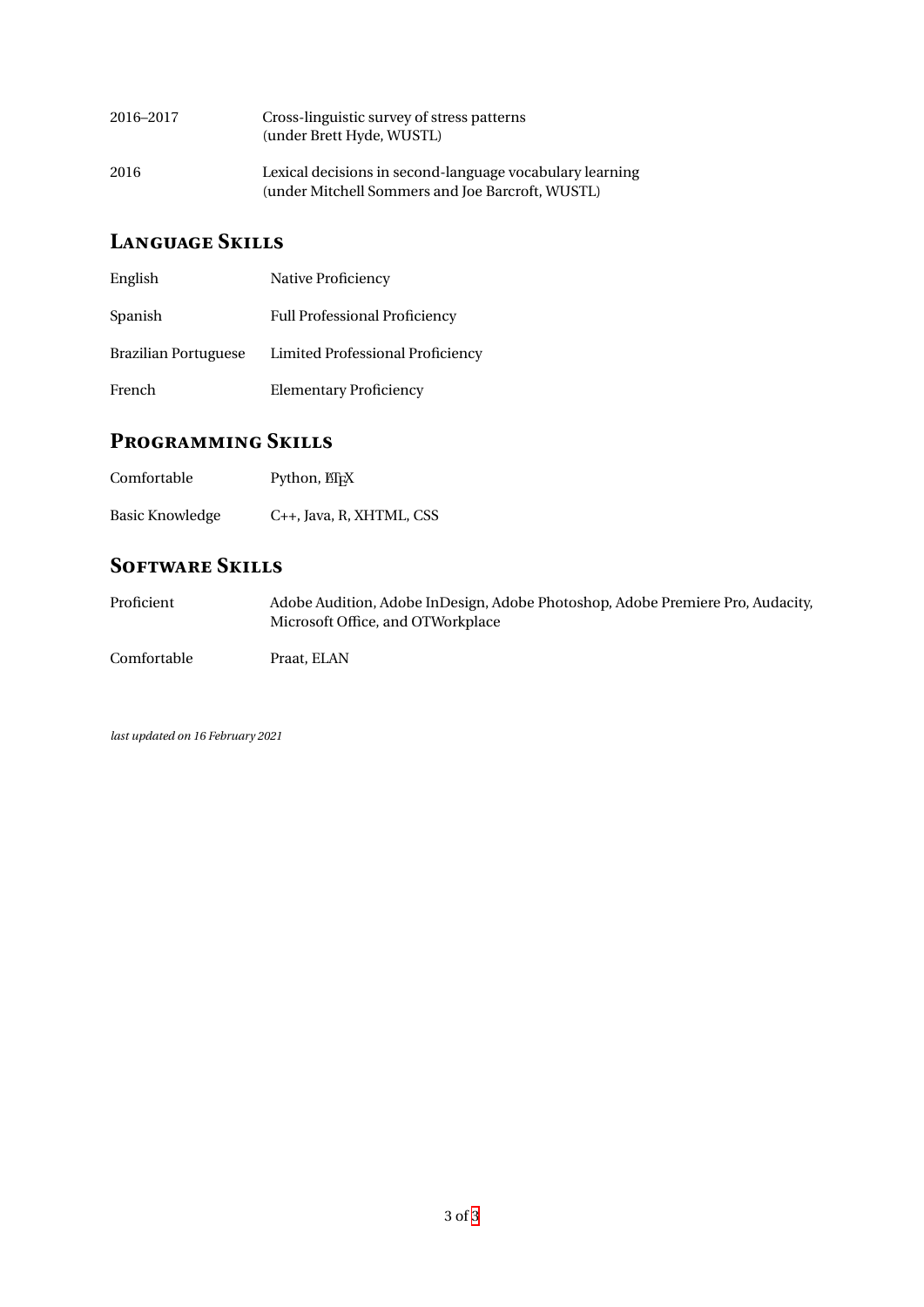| | |
|---|---|
| 2016–2017 | Cross-linguistic survey of stress patterns (under Brett Hyde, WUSTL) |
| 2016 | Lexical decisions in second-language vocabulary learning (under Mitchell Sommers and Joe Barcroft, WUSTL) |

## Language Skills

| | |
|---|---|
| English | Native Proficiency |
| Spanish | Full Professional Proficiency |
| Brazilian Portuguese | Limited Professional Proficiency |
| French | Elementary Proficiency |

## Programming Skills

| | |
|---|---|
| Comfortable | Python, LaTeX |
| Basic Knowledge | C++, Java, R, XHTML, CSS |

## Software Skills

| | |
|---|---|
| Proficient | Adobe Audition, Adobe InDesign, Adobe Photoshop, Adobe Premiere Pro, Audacity, Microsoft Office, and OTWorkplace |
| Comfortable | Praat, ELAN |

*last updated on 16 February 2021*